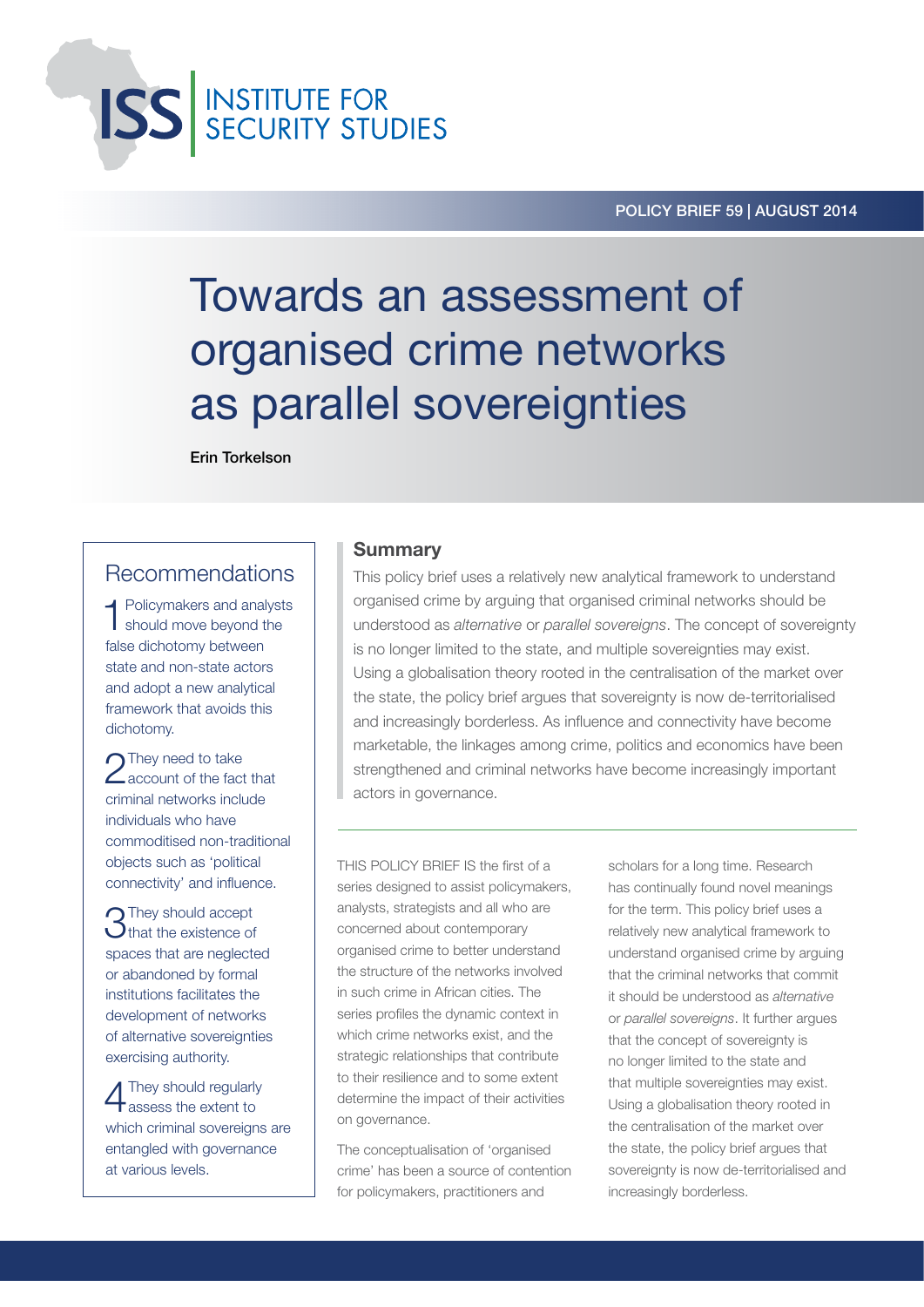POLICY BRIEF 59 | AUGUST 2014

# Towards an assessment of organised crime networks as parallel sovereignties

**Erin Torkelson**

## Recommendations

1. Policymakers and analysts should move beyond the false dichotomy between state and non-state actors and adopt a new analytical framework that avoids this dichotomy.
2. They need to take account of the fact that criminal networks include individuals who have commoditised non-traditional objects such as 'political connectivity' and influence.
3. They should accept that the existence of spaces that are neglected or abandoned by formal institutions facilitates the development of networks of alternative sovereignties exercising authority.
4. They should regularly assess the extent to which criminal sovereigns are entangled with governance at various levels.

## Summary

This policy brief uses a relatively new analytical framework to understand organised crime by arguing that organised criminal networks should be understood as *alternative* or *parallel sovereigns*. The concept of sovereignty is no longer limited to the state, and multiple sovereignties may exist. Using a globalisation theory rooted in the centralisation of the market over the state, the policy brief argues that sovereignty is now de-territorialised and increasingly borderless. As influence and connectivity have become marketable, the linkages among crime, politics and economics have been strengthened and criminal networks have become increasingly important actors in governance.

THIS POLICY BRIEF IS the first of a series designed to assist policymakers, analysts, strategists and all who are concerned about contemporary organised crime to better understand the structure of the networks involved in such crime in African cities. The series profiles the dynamic context in which crime networks exist, and the strategic relationships that contribute to their resilience and to some extent determine the impact of their activities on governance.

The conceptualisation of 'organised crime' has been a source of contention for policymakers, practitioners and scholars for a long time. Research has continually found novel meanings for the term. This policy brief uses a relatively new analytical framework to understand organised crime by arguing that the criminal networks that commit it should be understood as *alternative* or *parallel sovereigns*. It further argues that the concept of sovereignty is no longer limited to the state and that multiple sovereignties may exist. Using a globalisation theory rooted in the centralisation of the market over the state, the policy brief argues that sovereignty is now de-territorialised and increasingly borderless.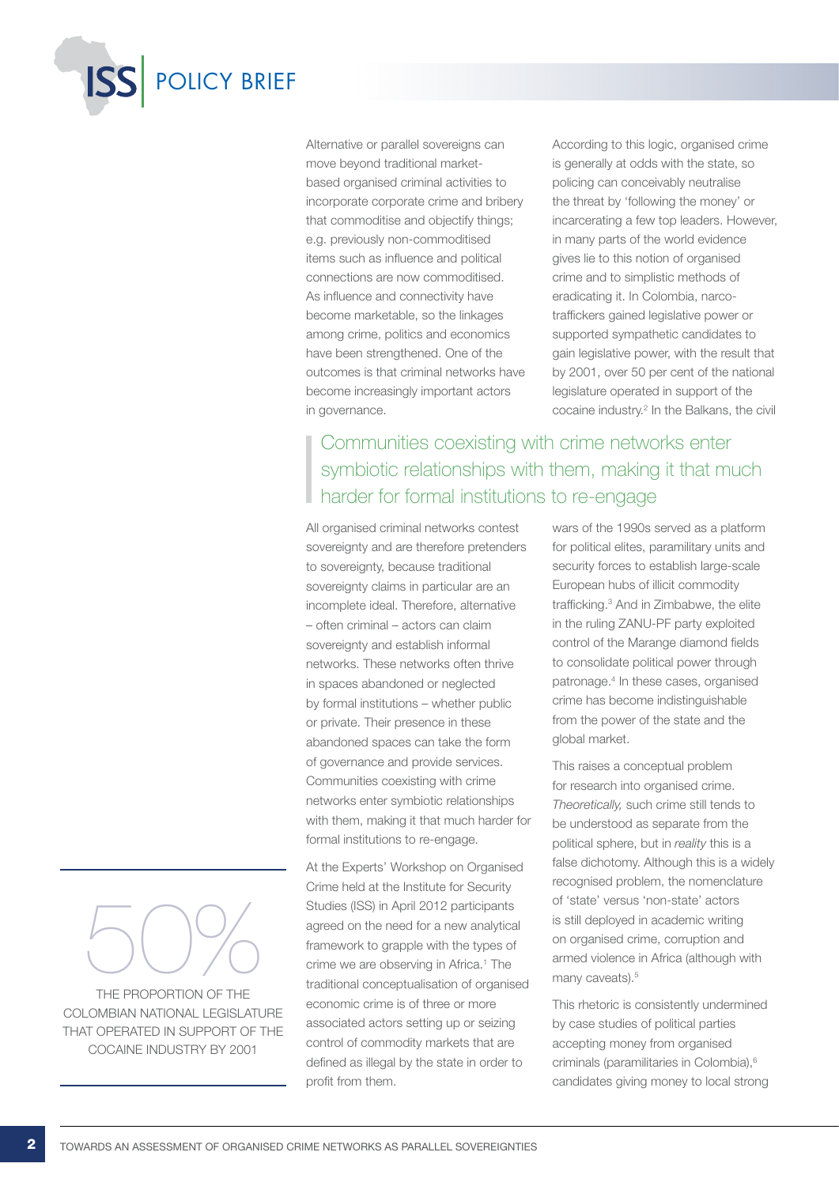Alternative or parallel sovereigns can move beyond traditional market-based organised criminal activities to incorporate corporate crime and bribery that commoditise and objectify things; e.g. previously non-commoditised items such as influence and political connections are now commoditised. As influence and connectivity have become marketable, so the linkages among crime, politics and economics have been strengthened. One of the outcomes is that criminal networks have become increasingly important actors in governance.

All organised criminal networks contest sovereignty and are therefore pretenders to sovereignty, because traditional sovereignty claims in particular are an incomplete ideal. Therefore, alternative – often criminal – actors can claim sovereignty and establish informal networks. These networks often thrive in spaces abandoned or neglected by formal institutions – whether public or private. Their presence in these abandoned spaces can take the form of governance and provide services. Communities coexisting with crime networks enter symbiotic relationships with them, making it that much harder for formal institutions to re-engage.

At the Experts' Workshop on Organised Crime held at the Institute for Security Studies (ISS) in April 2012 participants agreed on the need for a new analytical framework to grapple with the types of crime we are observing in Africa.[1] The traditional conceptualisation of organised economic crime is of three or more associated actors setting up or seizing control of commodity markets that are defined as illegal by the state in order to profit from them.

According to this logic, organised crime is generally at odds with the state, so policing can conceivably neutralise the threat by 'following the money' or incarcerating a few top leaders. However, in many parts of the world evidence gives lie to this notion of organised crime and to simplistic methods of eradicating it. In Colombia, narco-traffickers gained legislative power or supported sympathetic candidates to gain legislative power, with the result that by 2001, over 50 per cent of the national legislature operated in support of the cocaine industry.[2] In the Balkans, the civil wars of the 1990s served as a platform for political elites, paramilitary units and security forces to establish large-scale European hubs of illicit commodity trafficking.[3] And in Zimbabwe, the elite in the ruling ZANU-PF party exploited control of the Marange diamond fields to consolidate political power through patronage.[4] In these cases, organised crime has become indistinguishable from the power of the state and the global market.

> Communities coexisting with crime networks enter symbiotic relationships with them, making it that much harder for formal institutions to re-engage

This raises a conceptual problem for research into organised crime. *Theoretically,* such crime still tends to be understood as separate from the political sphere, but in *reality* this is a false dichotomy. Although this is a widely recognised problem, the nomenclature of 'state' versus 'non-state' actors is still deployed in academic writing on organised crime, corruption and armed violence in Africa (although with many caveats).[5]

This rhetoric is consistently undermined by case studies of political parties accepting money from organised criminals (paramilitaries in Colombia),[6] candidates giving money to local strong

**50%**

THE PROPORTION OF THE COLOMBIAN NATIONAL LEGISLATURE THAT OPERATED IN SUPPORT OF THE COCAINE INDUSTRY BY 2001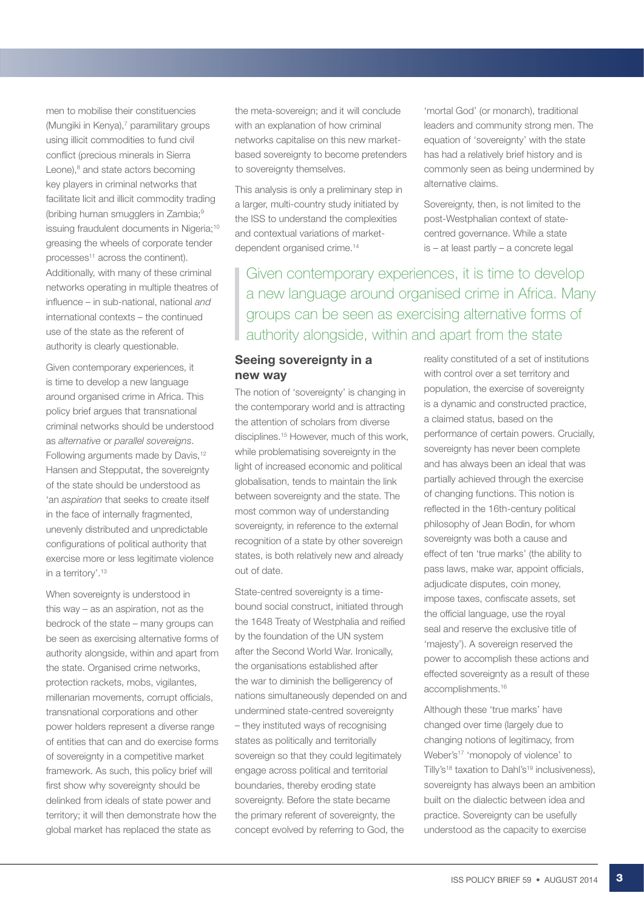men to mobilise their constituencies (Mungiki in Kenya),[7] paramilitary groups using illicit commodities to fund civil conflict (precious minerals in Sierra Leone),[8] and state actors becoming key players in criminal networks that facilitate licit and illicit commodity trading (bribing human smugglers in Zambia;[9] issuing fraudulent documents in Nigeria;[10] greasing the wheels of corporate tender processes[11] across the continent). Additionally, with many of these criminal networks operating in multiple theatres of influence – in sub-national, national *and* international contexts – the continued use of the state as the referent of authority is clearly questionable.

Given contemporary experiences, it is time to develop a new language around organised crime in Africa. This policy brief argues that transnational criminal networks should be understood as *alternative* or *parallel sovereigns*. Following arguments made by Davis,[12] Hansen and Stepputat, the sovereignty of the state should be understood as 'an *aspiration* that seeks to create itself in the face of internally fragmented, unevenly distributed and unpredictable configurations of political authority that exercise more or less legitimate violence in a territory'.[13]

When sovereignty is understood in this way – as an aspiration, not as the bedrock of the state – many groups can be seen as exercising alternative forms of authority alongside, within and apart from the state. Organised crime networks, protection rackets, mobs, vigilantes, millenarian movements, corrupt officials, transnational corporations and other power holders represent a diverse range of entities that can and do exercise forms of sovereignty in a competitive market framework. As such, this policy brief will first show why sovereignty should be delinked from ideals of state power and territory; it will then demonstrate how the global market has replaced the state as the meta-sovereign; and it will conclude with an explanation of how criminal networks capitalise on this new market-based sovereignty to become pretenders to sovereignty themselves.

This analysis is only a preliminary step in a larger, multi-country study initiated by the ISS to understand the complexities and contextual variations of market-dependent organised crime.[14]

> Given contemporary experiences, it is time to develop a new language around organised crime in Africa. Many groups can be seen as exercising alternative forms of authority alongside, within and apart from the state

## Seeing sovereignty in a new way

The notion of 'sovereignty' is changing in the contemporary world and is attracting the attention of scholars from diverse disciplines.[15] However, much of this work, while problematising sovereignty in the light of increased economic and political globalisation, tends to maintain the link between sovereignty and the state. The most common way of understanding sovereignty, in reference to the external recognition of a state by other sovereign states, is both relatively new and already out of date.

State-centred sovereignty is a time-bound social construct, initiated through the 1648 Treaty of Westphalia and reified by the foundation of the UN system after the Second World War. Ironically, the organisations established after the war to diminish the belligerency of nations simultaneously depended on and undermined state-centred sovereignty – they instituted ways of recognising states as politically and territorially sovereign so that they could legitimately engage across political and territorial boundaries, thereby eroding state sovereignty. Before the state became the primary referent of sovereignty, the concept evolved by referring to God, the 'mortal God' (or monarch), traditional leaders and community strong men. The equation of 'sovereignty' with the state has had a relatively brief history and is commonly seen as being undermined by alternative claims.

Sovereignty, then, is not limited to the post-Westphalian context of state-centred governance. While a state is – at least partly – a concrete legal reality constituted of a set of institutions with control over a set territory and population, the exercise of sovereignty is a dynamic and constructed practice, a claimed status, based on the performance of certain powers. Crucially, sovereignty has never been complete and has always been an ideal that was partially achieved through the exercise of changing functions. This notion is reflected in the 16th-century political philosophy of Jean Bodin, for whom sovereignty was both a cause and effect of ten 'true marks' (the ability to pass laws, make war, appoint officials, adjudicate disputes, coin money, impose taxes, confiscate assets, set the official language, use the royal seal and reserve the exclusive title of 'majesty'). A sovereign reserved the power to accomplish these actions and effected sovereignty as a result of these accomplishments.[16]

Although these 'true marks' have changed over time (largely due to changing notions of legitimacy, from Weber's[17] 'monopoly of violence' to Tilly's[18] taxation to Dahl's[19] inclusiveness), sovereignty has always been an ambition built on the dialectic between idea and practice. Sovereignty can be usefully understood as the capacity to exercise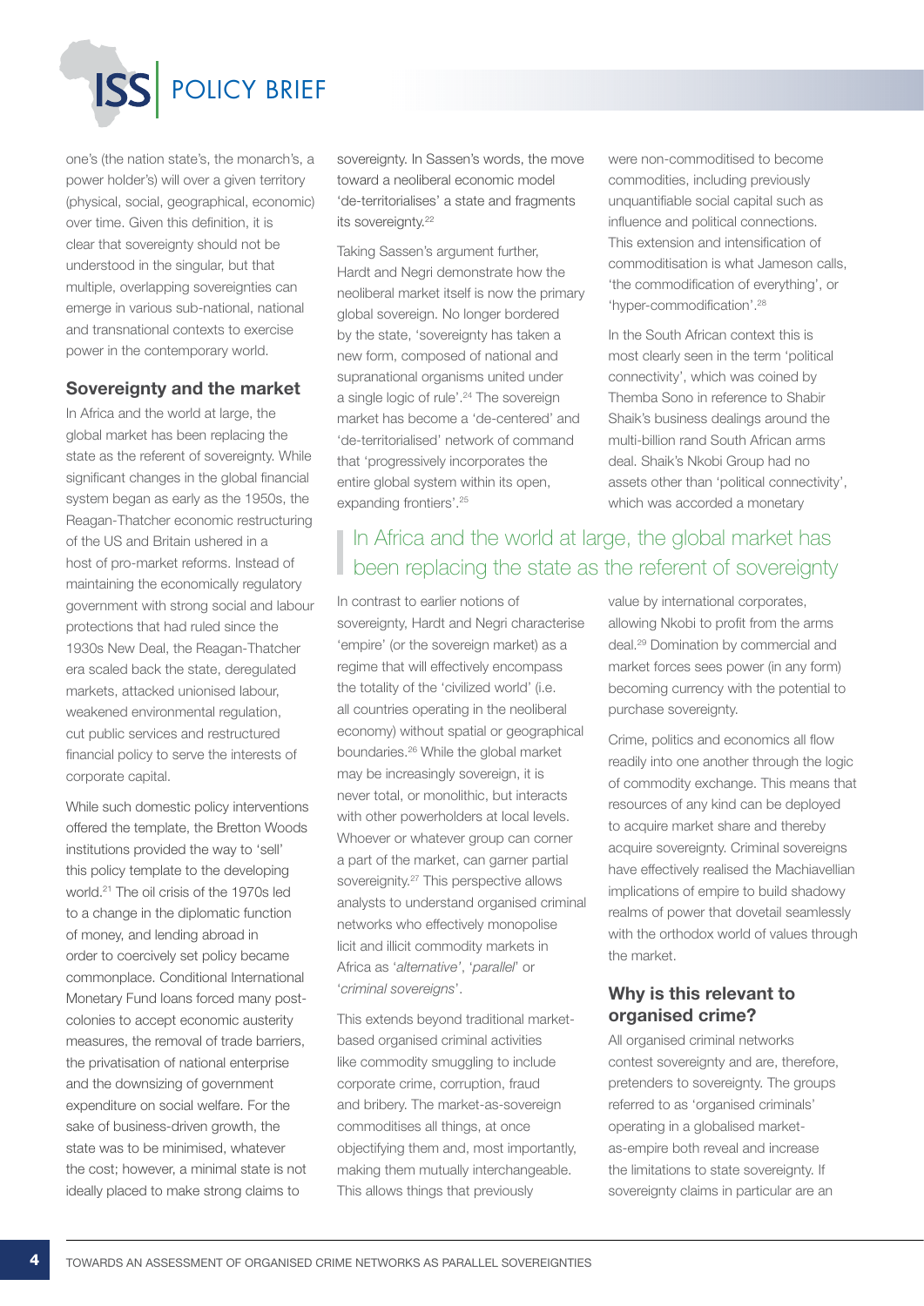one's (the nation state's, the monarch's, a power holder's) will over a given territory (physical, social, geographical, economic) over time. Given this definition, it is clear that sovereignty should not be understood in the singular, but that multiple, overlapping sovereignties can emerge in various sub-national, national and transnational contexts to exercise power in the contemporary world.

### Sovereignty and the market

In Africa and the world at large, the global market has been replacing the state as the referent of sovereignty. While significant changes in the global financial system began as early as the 1950s, the Reagan-Thatcher economic restructuring of the US and Britain ushered in a host of pro-market reforms. Instead of maintaining the economically regulatory government with strong social and labour protections that had ruled since the 1930s New Deal, the Reagan-Thatcher era scaled back the state, deregulated markets, attacked unionised labour, weakened environmental regulation, cut public services and restructured financial policy to serve the interests of corporate capital.

While such domestic policy interventions offered the template, the Bretton Woods institutions provided the way to 'sell' this policy template to the developing world.[21] The oil crisis of the 1970s led to a change in the diplomatic function of money, and lending abroad in order to coercively set policy became commonplace. Conditional International Monetary Fund loans forced many post-colonies to accept economic austerity measures, the removal of trade barriers, the privatisation of national enterprise and the downsizing of government expenditure on social welfare. For the sake of business-driven growth, the state was to be minimised, whatever the cost; however, a minimal state is not ideally placed to make strong claims to sovereignty. In Sassen's words, the move toward a neoliberal economic model 'de-territorialises' a state and fragments its sovereignty.[22]

Taking Sassen's argument further, Hardt and Negri demonstrate how the neoliberal market itself is now the primary global sovereign. No longer bordered by the state, 'sovereignty has taken a new form, composed of national and supranational organisms united under a single logic of rule'.[24] The sovereign market has become a 'de-centered' and 'de-territorialised' network of command that 'progressively incorporates the entire global system within its open, expanding frontiers'.[25]

In contrast to earlier notions of sovereignty, Hardt and Negri characterise 'empire' (or the sovereign market) as a regime that will effectively encompass the totality of the 'civilized world' (i.e. all countries operating in the neoliberal economy) without spatial or geographical boundaries.[26] While the global market may be increasingly sovereign, it is never total, or monolithic, but interacts with other powerholders at local levels. Whoever or whatever group can corner a part of the market, can garner partial sovereignty.[27] This perspective allows analysts to understand organised criminal networks who effectively monopolise licit and illicit commodity markets in Africa as '*alternative*', '*parallel*' or '*criminal sovereigns*'.

This extends beyond traditional market-based organised criminal activities like commodity smuggling to include corporate crime, corruption, fraud and bribery. The market-as-sovereign commoditises all things, at once objectifying them and, most importantly, making them mutually interchangeable. This allows things that previously were non-commoditised to become commodities, including previously unquantifiable social capital such as influence and political connections. This extension and intensification of commoditisation is what Jameson calls, 'the commodification of everything', or 'hyper-commodification'.[28]

In the South African context this is most clearly seen in the term 'political connectivity', which was coined by Themba Sono in reference to Shabir Shaik's business dealings around the multi-billion rand South African arms deal. Shaik's Nkobi Group had no assets other than 'political connectivity', which was accorded a monetary value by international corporates, allowing Nkobi to profit from the arms deal.[29] Domination by commercial and market forces sees power (in any form) becoming currency with the potential to purchase sovereignty.

> In Africa and the world at large, the global market has been replacing the state as the referent of sovereignty

Crime, politics and economics all flow readily into one another through the logic of commodity exchange. This means that resources of any kind can be deployed to acquire market share and thereby acquire sovereignty. Criminal sovereigns have effectively realised the Machiavellian implications of empire to build shadowy realms of power that dovetail seamlessly with the orthodox world of values through the market.

### Why is this relevant to organised crime?

All organised criminal networks contest sovereignty and are, therefore, pretenders to sovereignty. The groups referred to as 'organised criminals' operating in a globalised market-as-empire both reveal and increase the limitations to state sovereignty. If sovereignty claims in particular are an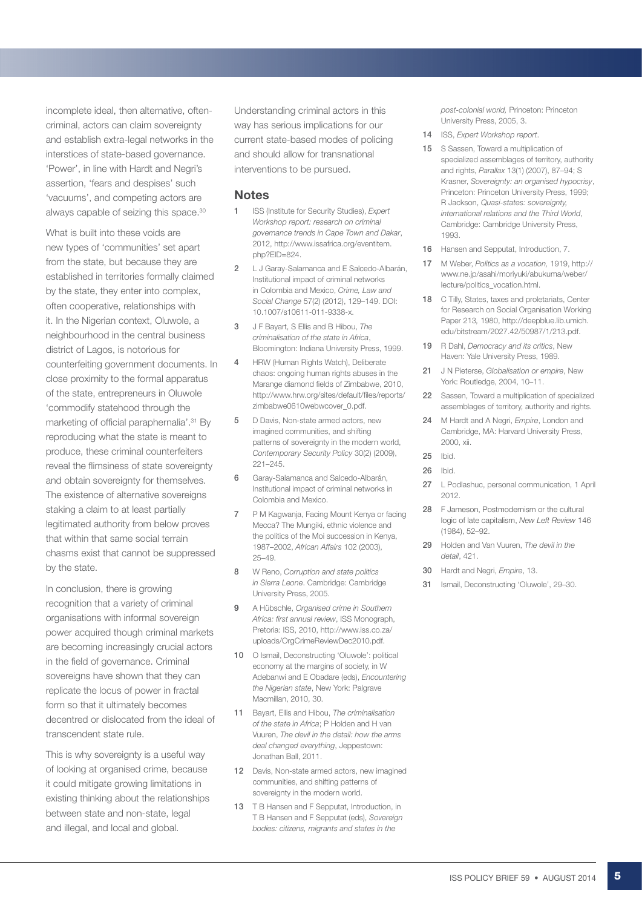incomplete ideal, then alternative, often-criminal, actors can claim sovereignty and establish extra-legal networks in the interstices of state-based governance. 'Power', in line with Hardt and Negri's assertion, 'fears and despises' such 'vacuums', and competing actors are always capable of seizing this space.[30]

What is built into these voids are new types of 'communities' set apart from the state, but because they are established in territories formally claimed by the state, they enter into complex, often cooperative, relationships with it. In the Nigerian context, Oluwole, a neighbourhood in the central business district of Lagos, is notorious for counterfeiting government documents. In close proximity to the formal apparatus of the state, entrepreneurs in Oluwole 'commodify statehood through the marketing of official paraphernalia'.[31] By reproducing what the state is meant to produce, these criminal counterfeiters reveal the flimsiness of state sovereignty and obtain sovereignty for themselves. The existence of alternative sovereigns staking a claim to at least partially legitimated authority from below proves that within that same social terrain chasms exist that cannot be suppressed by the state.

In conclusion, there is growing recognition that a variety of criminal organisations with informal sovereign power acquired though criminal markets are becoming increasingly crucial actors in the field of governance. Criminal sovereigns have shown that they can replicate the locus of power in fractal form so that it ultimately becomes decentred or dislocated from the ideal of transcendent state rule.

This is why sovereignty is a useful way of looking at organised crime, because it could mitigate growing limitations in existing thinking about the relationships between state and non-state, legal and illegal, and local and global.

Understanding criminal actors in this way has serious implications for our current state-based modes of policing and should allow for transnational interventions to be pursued.

## Notes

1. ISS (Institute for Security Studies), *Expert Workshop report: research on criminal governance trends in Cape Town and Dakar*, 2012, http://www.issafrica.org/eventitem.php?EID=824.
2. L J Garay-Salamanca and E Salcedo-Albarán, Institutional impact of criminal networks in Colombia and Mexico, *Crime, Law and Social Change* 57(2) (2012), 129–149. DOI: 10.1007/s10611-011-9338-x.
3. J F Bayart, S Ellis and B Hibou, *The criminalisation of the state in Africa*, Bloomington: Indiana University Press, 1999.
4. HRW (Human Rights Watch), Deliberate chaos: ongoing human rights abuses in the Marange diamond fields of Zimbabwe, 2010, http://www.hrw.org/sites/default/files/reports/zimbabwe0610webwcover_0.pdf.
5. D Davis, Non-state armed actors, new imagined communities, and shifting patterns of sovereignty in the modern world, *Contemporary Security Policy* 30(2) (2009), 221–245.
6. Garay-Salamanca and Salcedo-Albarán, Institutional impact of criminal networks in Colombia and Mexico.
7. P M Kagwanja, Facing Mount Kenya or facing Mecca? The Mungiki, ethnic violence and the politics of the Moi succession in Kenya, 1987–2002, *African Affairs* 102 (2003), 25–49.
8. W Reno, *Corruption and state politics in Sierra Leone*. Cambridge: Cambridge University Press, 2005.
9. A Hübschle, *Organised crime in Southern Africa: first annual review*, ISS Monograph, Pretoria: ISS, 2010, http://www.iss.co.za/uploads/OrgCrimeReviewDec2010.pdf.
10. O Ismail, Deconstructing 'Oluwole': political economy at the margins of society, in W Adebanwi and E Obadare (eds), *Encountering the Nigerian state*, New York: Palgrave Macmillan, 2010, 30.
11. Bayart, Ellis and Hibou, *The criminalisation of the state in Africa*; P Holden and H van Vuuren, *The devil in the detail: how the arms deal changed everything*, Jeppestown: Jonathan Ball, 2011.
12. Davis, Non-state armed actors, new imagined communities, and shifting patterns of sovereignty in the modern world.
13. T B Hansen and F Sepputat, Introduction, in T B Hansen and F Sepputat (eds), *Sovereign bodies: citizens, migrants and states in the post-colonial world,* Princeton: Princeton University Press, 2005, 3.
14. ISS, *Expert Workshop report*.
15. S Sassen, Toward a multiplication of specialized assemblages of territory, authority and rights, *Parallax* 13(1) (2007), 87–94; S Krasner, *Sovereignty: an organised hypocrisy*, Princeton: Princeton University Press, 1999; R Jackson, *Quasi-states: sovereignty, international relations and the Third World*, Cambridge: Cambridge University Press, 1993.
16. Hansen and Sepputat, Introduction, 7.
17. M Weber, *Politics as a vocation,* 1919, http://www.ne.jp/asahi/moriyuki/abukuma/weber/lecture/politics_vocation.html.
18. C Tilly, States, taxes and proletariats, Center for Research on Social Organisation Working Paper 213, 1980, http://deepblue.lib.umich.edu/bitstream/2027.42/50987/1/213.pdf.
19. R Dahl, *Democracy and its critics*, New Haven: Yale University Press, 1989.
21. J N Pieterse, *Globalisation or empire*, New York: Routledge, 2004, 10–11.
22. Sassen, Toward a multiplication of specialized assemblages of territory, authority and rights.
24. M Hardt and A Negri, *Empire*, London and Cambridge, MA: Harvard University Press, 2000, xii.
25. Ibid.
26. Ibid.
27. L Podlashuc, personal communication, 1 April 2012.
28. F Jameson, Postmodernism or the cultural logic of late capitalism, *New Left Review* 146 (1984), 52–92.
29. Holden and Van Vuuren, *The devil in the detail*, 421.
30. Hardt and Negri, *Empire*, 13.
31. Ismail, Deconstructing 'Oluwole', 29–30.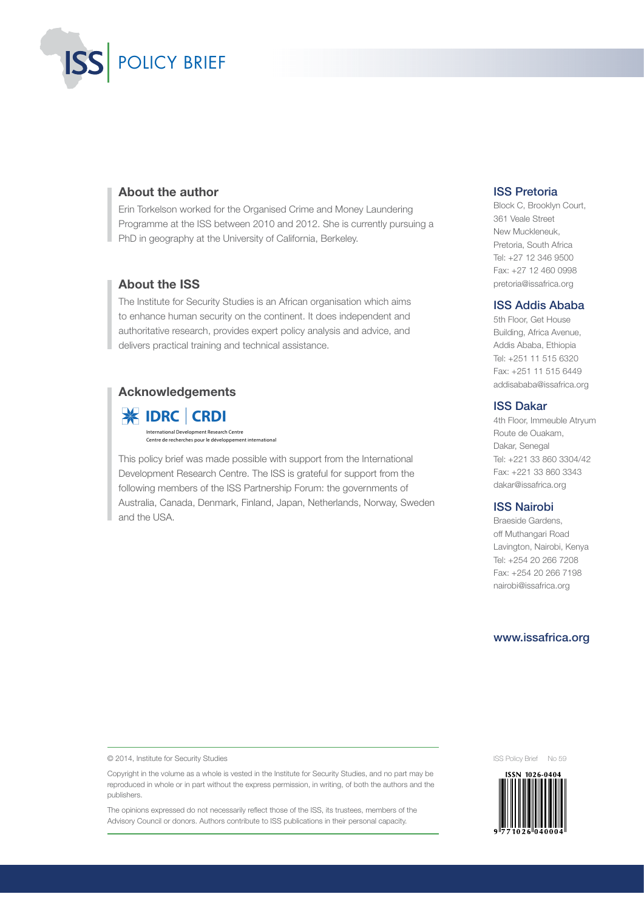# POLICY BRIEF

## About the author

Erin Torkelson worked for the Organised Crime and Money Laundering Programme at the ISS between 2010 and 2012. She is currently pursuing a PhD in geography at the University of California, Berkeley.

## About the ISS

The Institute for Security Studies is an African organisation which aims to enhance human security on the continent. It does independent and authoritative research, provides expert policy analysis and advice, and delivers practical training and technical assistance.

## Acknowledgements

IDRC | CRDI

International Development Research Centre
Centre de recherches pour le développement international

This policy brief was made possible with support from the International Development Research Centre. The ISS is grateful for support from the following members of the ISS Partnership Forum: the governments of Australia, Canada, Denmark, Finland, Japan, Netherlands, Norway, Sweden and the USA.

### ISS Pretoria

Block C, Brooklyn Court,
361 Veale Street
New Muckleneuk,
Pretoria, South Africa
Tel: +27 12 346 9500
Fax: +27 12 460 0998
pretoria@issafrica.org

### ISS Addis Ababa

5th Floor, Get House
Building, Africa Avenue,
Addis Ababa, Ethiopia
Tel: +251 11 515 6320
Fax: +251 11 515 6449
addisababa@issafrica.org

### ISS Dakar

4th Floor, Immeuble Atryum
Route de Ouakam,
Dakar, Senegal
Tel: +221 33 860 3304/42
Fax: +221 33 860 3343
dakar@issafrica.org

### ISS Nairobi

Braeside Gardens,
off Muthangari Road
Lavington, Nairobi, Kenya
Tel: +254 20 266 7208
Fax: +254 20 266 7198
nairobi@issafrica.org

**www.issafrica.org**

© 2014, Institute for Security Studies

Copyright in the volume as a whole is vested in the Institute for Security Studies, and no part may be reproduced in whole or in part without the express permission, in writing, of both the authors and the publishers.

The opinions expressed do not necessarily reflect those of the ISS, its trustees, members of the Advisory Council or donors. Authors contribute to ISS publications in their personal capacity.

ISS Policy Brief No 59

ISSN 1026-0404